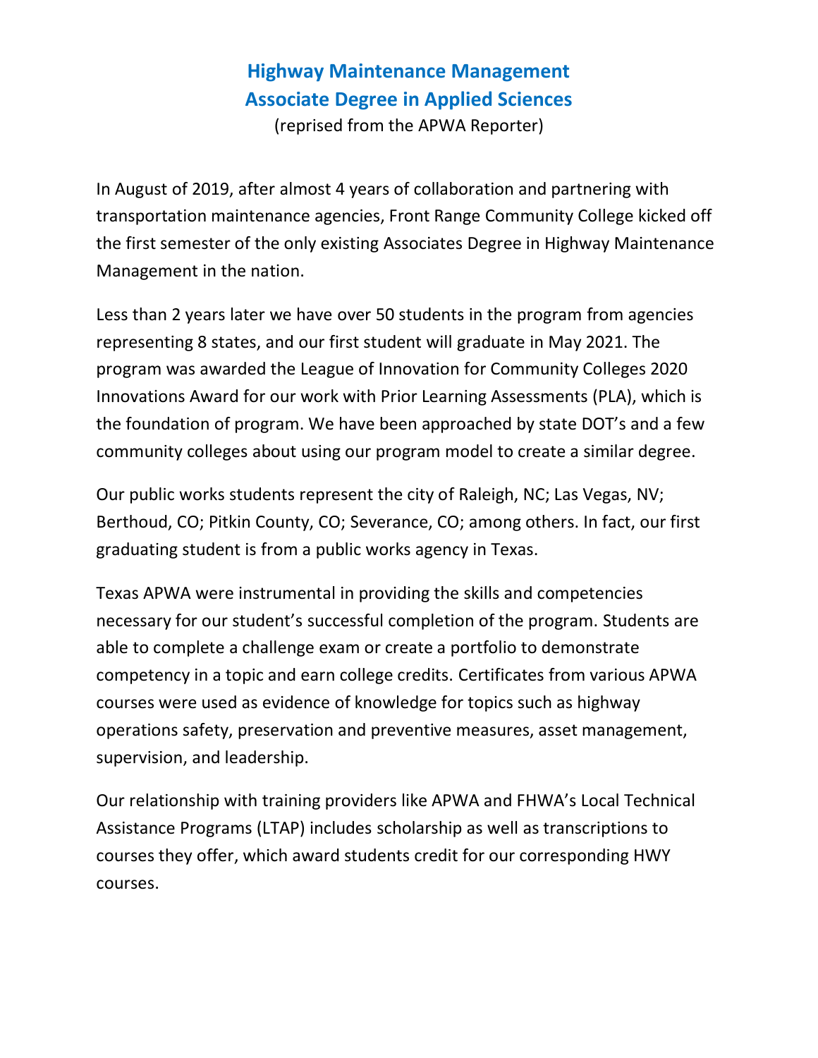# Highway Maintenance Management
# Associate Degree in Applied Sciences

(reprised from the APWA Reporter)

In August of 2019, after almost 4 years of collaboration and partnering with transportation maintenance agencies, Front Range Community College kicked off the first semester of the only existing Associates Degree in Highway Maintenance Management in the nation.

Less than 2 years later we have over 50 students in the program from agencies representing 8 states, and our first student will graduate in May 2021. The program was awarded the League of Innovation for Community Colleges 2020 Innovations Award for our work with Prior Learning Assessments (PLA), which is the foundation of program. We have been approached by state DOT's and a few community colleges about using our program model to create a similar degree.

Our public works students represent the city of Raleigh, NC; Las Vegas, NV; Berthoud, CO; Pitkin County, CO; Severance, CO; among others. In fact, our first graduating student is from a public works agency in Texas.

Texas APWA were instrumental in providing the skills and competencies necessary for our student's successful completion of the program. Students are able to complete a challenge exam or create a portfolio to demonstrate competency in a topic and earn college credits. Certificates from various APWA courses were used as evidence of knowledge for topics such as highway operations safety, preservation and preventive measures, asset management, supervision, and leadership.

Our relationship with training providers like APWA and FHWA's Local Technical Assistance Programs (LTAP) includes scholarship as well as transcriptions to courses they offer, which award students credit for our corresponding HWY courses.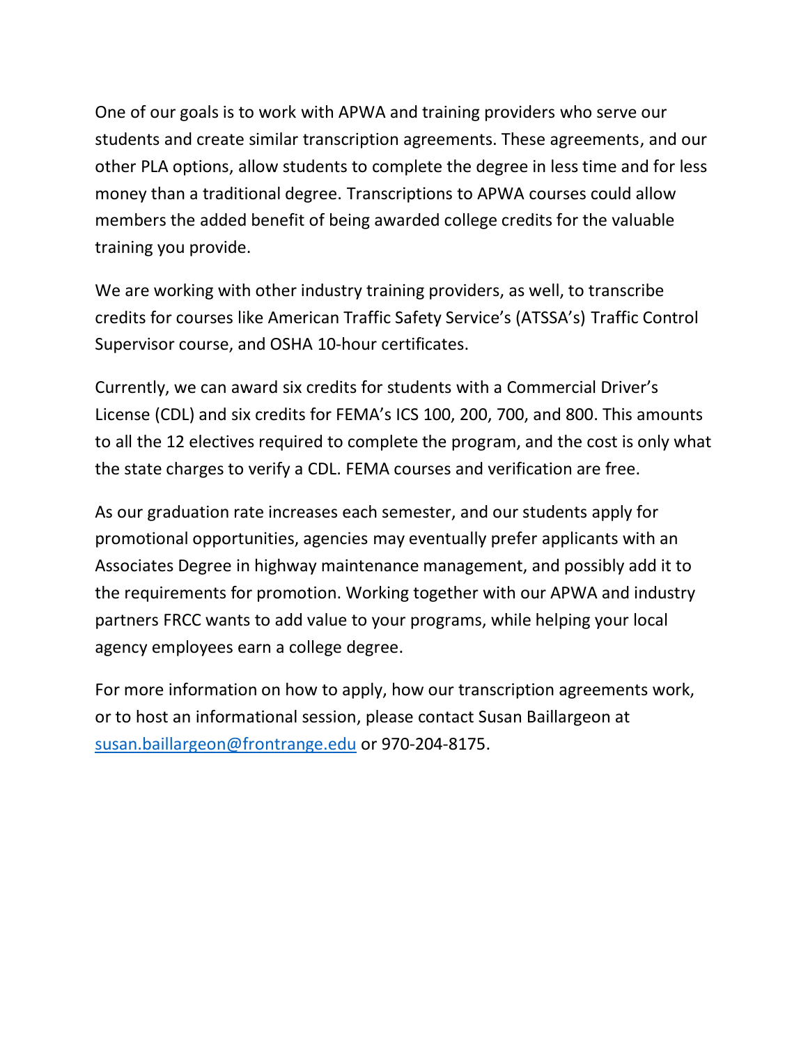One of our goals is to work with APWA and training providers who serve our students and create similar transcription agreements. These agreements, and our other PLA options, allow students to complete the degree in less time and for less money than a traditional degree. Transcriptions to APWA courses could allow members the added benefit of being awarded college credits for the valuable training you provide.

We are working with other industry training providers, as well, to transcribe credits for courses like American Traffic Safety Service's (ATSSA's) Traffic Control Supervisor course, and OSHA 10-hour certificates.

Currently, we can award six credits for students with a Commercial Driver's License (CDL) and six credits for FEMA's ICS 100, 200, 700, and 800. This amounts to all the 12 electives required to complete the program, and the cost is only what the state charges to verify a CDL. FEMA courses and verification are free.

As our graduation rate increases each semester, and our students apply for promotional opportunities, agencies may eventually prefer applicants with an Associates Degree in highway maintenance management, and possibly add it to the requirements for promotion. Working together with our APWA and industry partners FRCC wants to add value to your programs, while helping your local agency employees earn a college degree.

For more information on how to apply, how our transcription agreements work, or to host an informational session, please contact Susan Baillargeon at [susan.baillargeon@frontrange.edu](mailto:susan.baillargeon@frontrange.edu) or 970-204-8175.